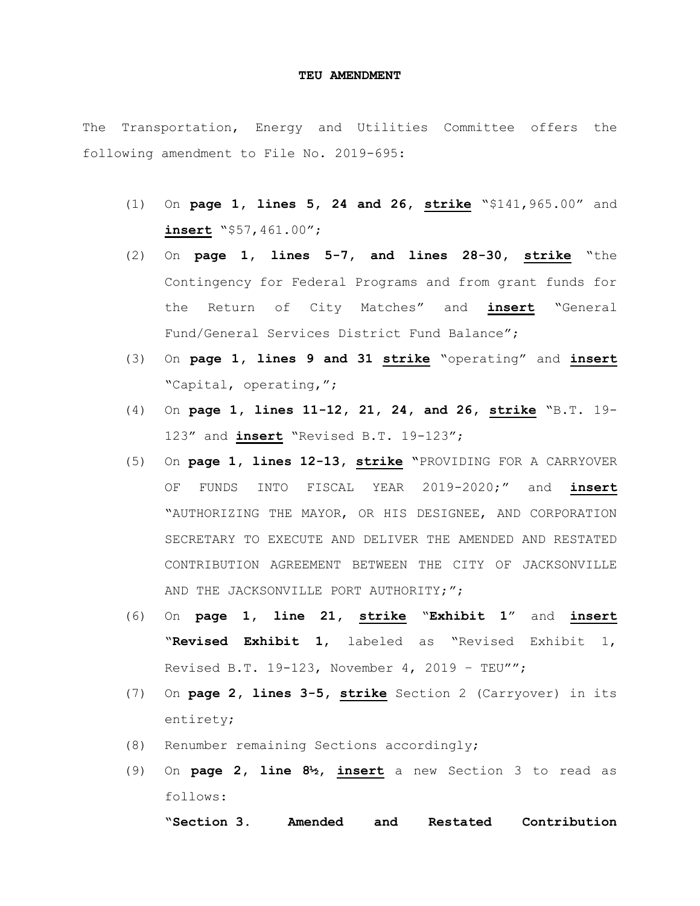**TEU AMENDMENT**

The Transportation, Energy and Utilities Committee offers the following amendment to File No. 2019-695:

(1) On **page 1, lines 5, 24 and 26**, **<u>strike</u>** "$141,965.00" and **<u>insert</u>** "$57,461.00";

(2) On **page 1, lines 5-7, and lines 28-30**, **<u>strike</u>** "the Contingency for Federal Programs and from grant funds for the Return of City Matches" and **<u>insert</u>** "General Fund/General Services District Fund Balance";

(3) On **page 1, lines 9 and 31** **<u>strike</u>** "operating" and **<u>insert</u>** "Capital, operating,";

(4) On **page 1, lines 11-12, 21, 24, and 26**, **<u>strike</u>** "B.T. 19-123" and **<u>insert</u>** "Revised B.T. 19-123";

(5) On **page 1, lines 12-13**, **<u>strike</u>** "PROVIDING FOR A CARRYOVER OF FUNDS INTO FISCAL YEAR 2019-2020;" and **<u>insert</u>** "AUTHORIZING THE MAYOR, OR HIS DESIGNEE, AND CORPORATION SECRETARY TO EXECUTE AND DELIVER THE AMENDED AND RESTATED CONTRIBUTION AGREEMENT BETWEEN THE CITY OF JACKSONVILLE AND THE JACKSONVILLE PORT AUTHORITY;";

(6) On **page 1, line 21**, **<u>strike</u>** "**Exhibit 1**" and **<u>insert</u>** "**Revised Exhibit 1**, labeled as "Revised Exhibit 1, Revised B.T. 19-123, November 4, 2019 – TEU"";

(7) On **page 2, lines 3-5**, **<u>strike</u>** Section 2 (Carryover) in its entirety;

(8) Renumber remaining Sections accordingly;

(9) On **page 2, line 8½**, **<u>insert</u>** a new Section 3 to read as follows:

"**Section 3. Amended and Restated Contribution**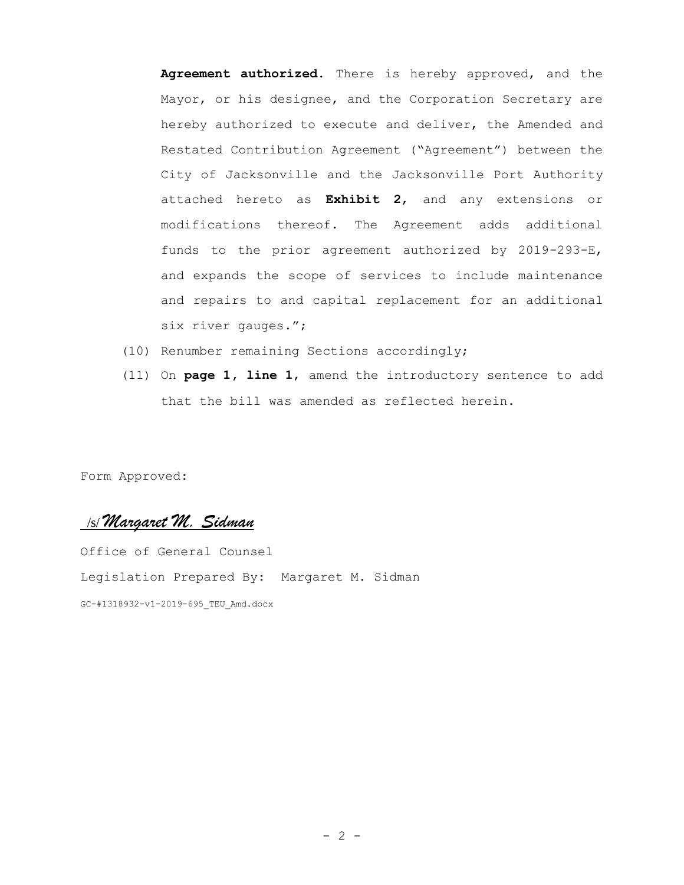**Agreement authorized.** There is hereby approved, and the Mayor, or his designee, and the Corporation Secretary are hereby authorized to execute and deliver, the Amended and Restated Contribution Agreement ("Agreement") between the City of Jacksonville and the Jacksonville Port Authority attached hereto as **Exhibit 2**, and any extensions or modifications thereof. The Agreement adds additional funds to the prior agreement authorized by 2019-293-E, and expands the scope of services to include maintenance and repairs to and capital replacement for an additional six river gauges.";

(10) Renumber remaining Sections accordingly;

(11) On **page 1, line 1**, amend the introductory sentence to add that the bill was amended as reflected herein.

Form Approved:

/s/ *Margaret M. Sidman*

Office of General Counsel

Legislation Prepared By: Margaret M. Sidman

GC-#1318932-v1-2019-695_TEU_Amd.docx